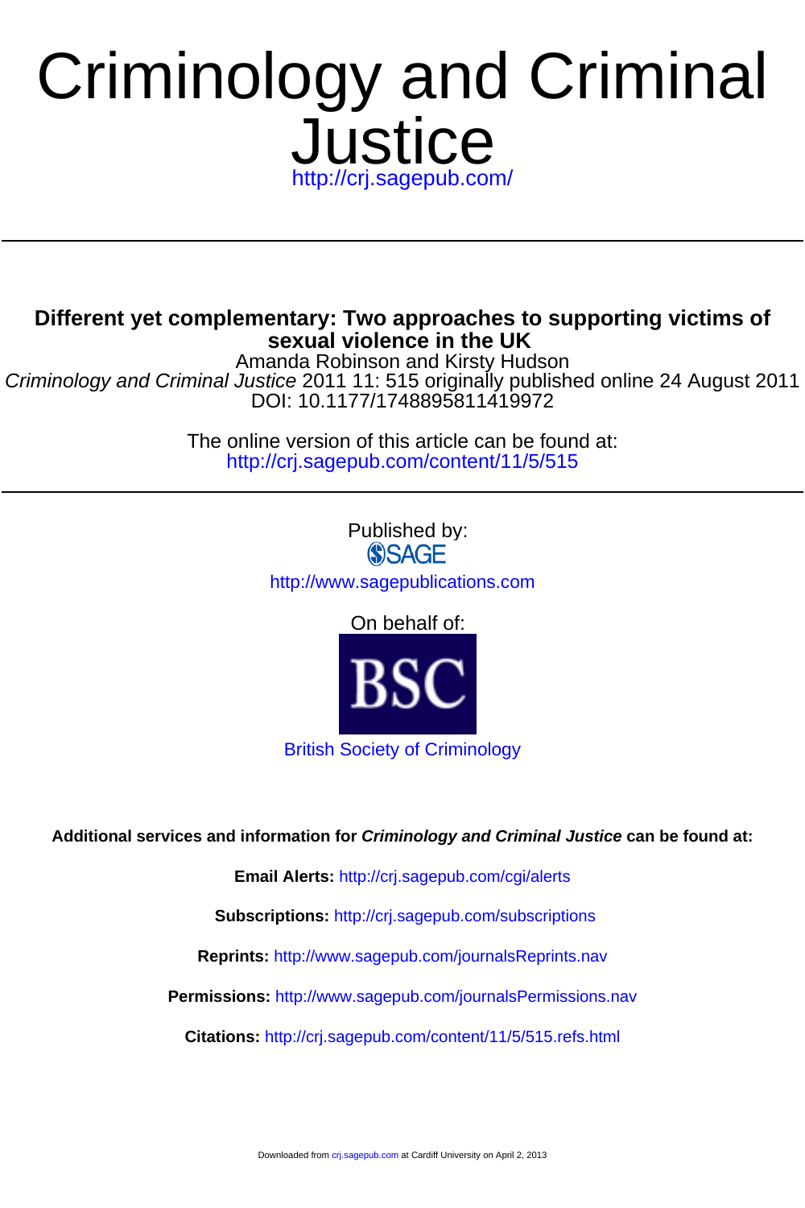# Criminology and Criminal Justice

http://crj.sagepub.com/

---

**Different yet complementary: Two approaches to supporting victims of sexual violence in the UK**

Amanda Robinson and Kirsty Hudson

*Criminology and Criminal Justice* 2011 11: 515 originally published online 24 August 2011

DOI: 10.1177/1748895811419972

The online version of this article can be found at:

http://crj.sagepub.com/content/11/5/515

---

Published by:

SAGE

http://www.sagepublications.com

On behalf of:

BSC

British Society of Criminology

**Additional services and information for *Criminology and Criminal Justice* can be found at:**

**Email Alerts:** http://crj.sagepub.com/cgi/alerts

**Subscriptions:** http://crj.sagepub.com/subscriptions

**Reprints:** http://www.sagepub.com/journalsReprints.nav

**Permissions:** http://www.sagepub.com/journalsPermissions.nav

**Citations:** http://crj.sagepub.com/content/11/5/515.refs.html

Downloaded from crj.sagepub.com at Cardiff University on April 2, 2013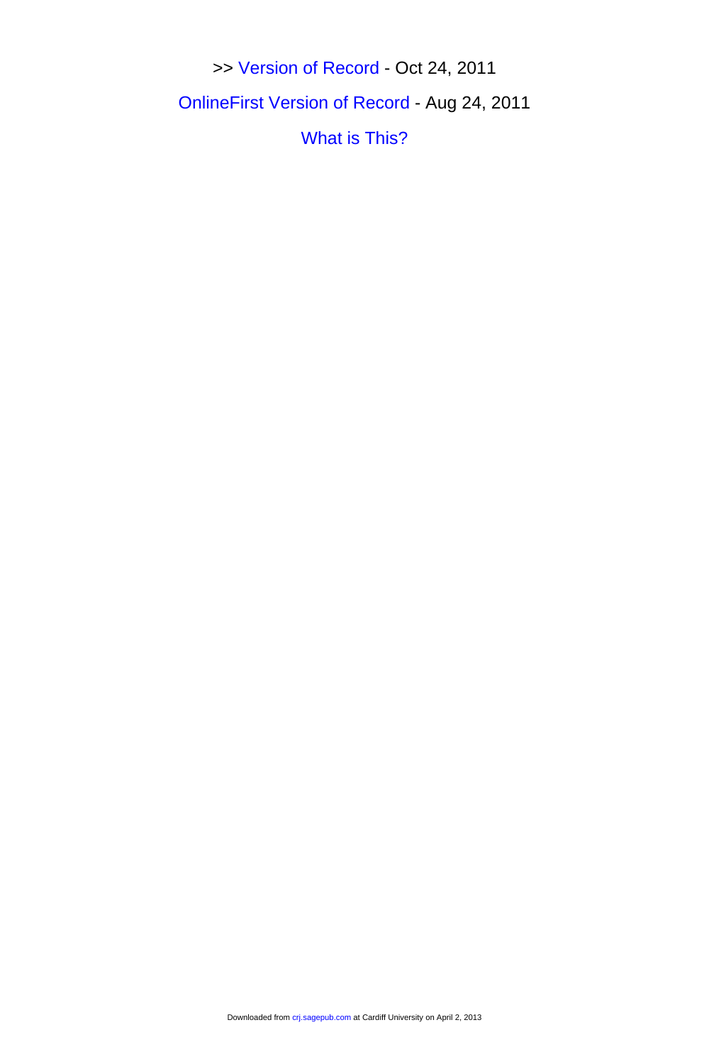>> Version of Record - Oct 24, 2011

OnlineFirst Version of Record - Aug 24, 2011

What is This?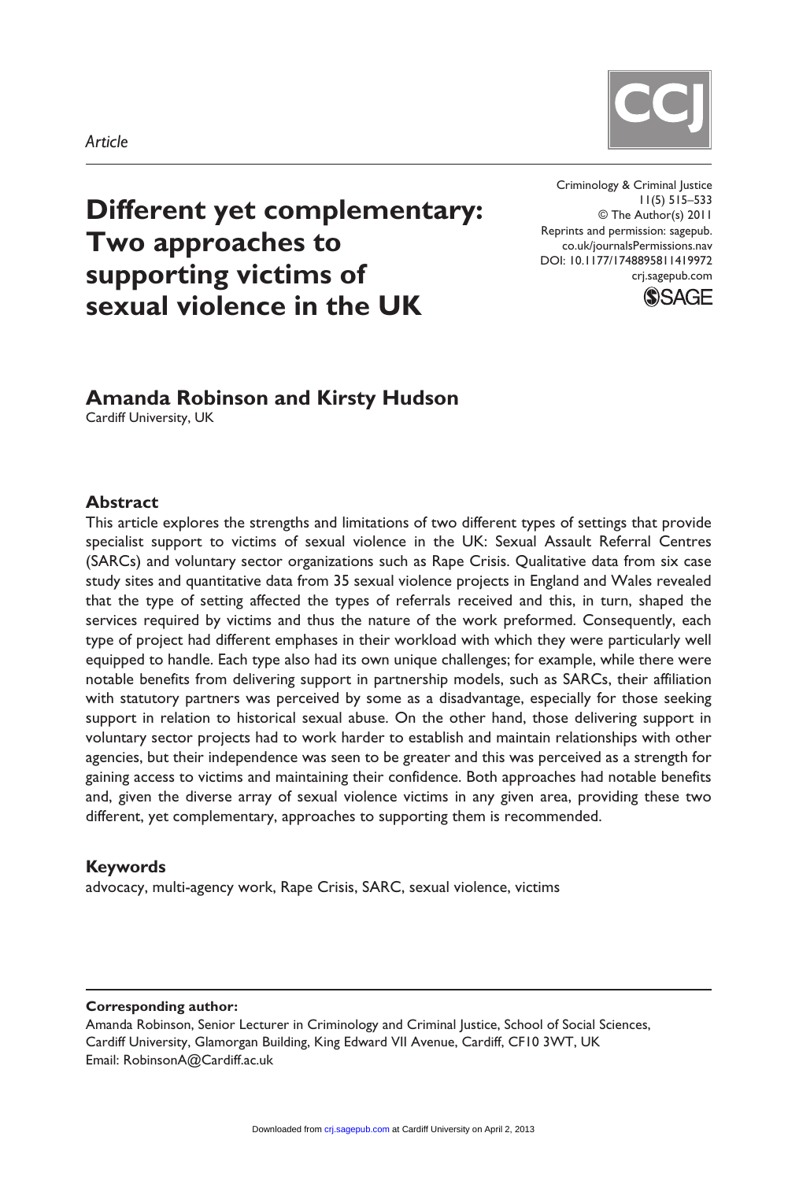*Article*

# Different yet complementary: Two approaches to supporting victims of sexual violence in the UK

Criminology & Criminal Justice
11(5) 515–533
© The Author(s) 2011
Reprints and permission: sagepub.co.uk/journalsPermissions.nav
DOI: 10.1177/1748895811419972
crj.sagepub.com

## Amanda Robinson and Kirsty Hudson

Cardiff University, UK

### Abstract

This article explores the strengths and limitations of two different types of settings that provide specialist support to victims of sexual violence in the UK: Sexual Assault Referral Centres (SARCs) and voluntary sector organizations such as Rape Crisis. Qualitative data from six case study sites and quantitative data from 35 sexual violence projects in England and Wales revealed that the type of setting affected the types of referrals received and this, in turn, shaped the services required by victims and thus the nature of the work preformed. Consequently, each type of project had different emphases in their workload with which they were particularly well equipped to handle. Each type also had its own unique challenges; for example, while there were notable benefits from delivering support in partnership models, such as SARCs, their affiliation with statutory partners was perceived by some as a disadvantage, especially for those seeking support in relation to historical sexual abuse. On the other hand, those delivering support in voluntary sector projects had to work harder to establish and maintain relationships with other agencies, but their independence was seen to be greater and this was perceived as a strength for gaining access to victims and maintaining their confidence. Both approaches had notable benefits and, given the diverse array of sexual violence victims in any given area, providing these two different, yet complementary, approaches to supporting them is recommended.

### Keywords

advocacy, multi-agency work, Rape Crisis, SARC, sexual violence, victims

**Corresponding author:**
Amanda Robinson, Senior Lecturer in Criminology and Criminal Justice, School of Social Sciences, Cardiff University, Glamorgan Building, King Edward VII Avenue, Cardiff, CF10 3WT, UK
Email: RobinsonA@Cardiff.ac.uk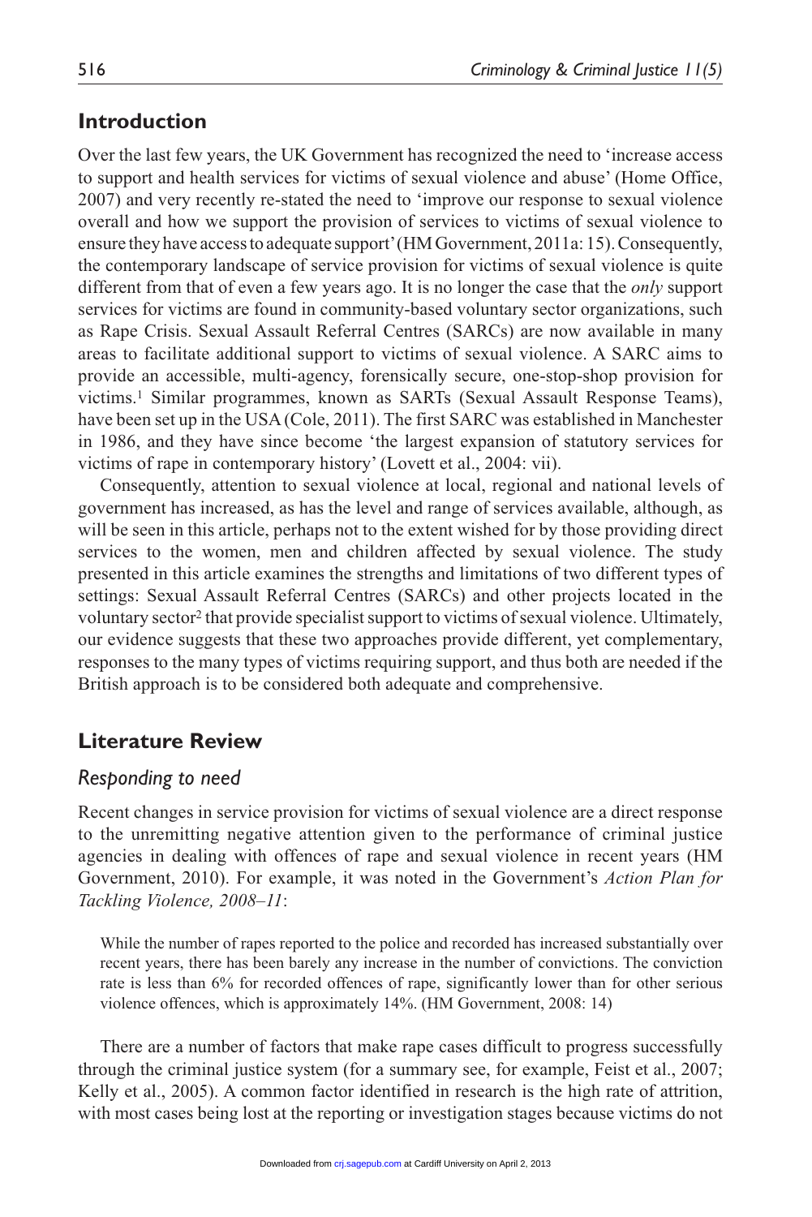## Introduction

Over the last few years, the UK Government has recognized the need to 'increase access to support and health services for victims of sexual violence and abuse' (Home Office, 2007) and very recently re-stated the need to 'improve our response to sexual violence overall and how we support the provision of services to victims of sexual violence to ensure they have access to adequate support' (HM Government, 2011a: 15). Consequently, the contemporary landscape of service provision for victims of sexual violence is quite different from that of even a few years ago. It is no longer the case that the *only* support services for victims are found in community-based voluntary sector organizations, such as Rape Crisis. Sexual Assault Referral Centres (SARCs) are now available in many areas to facilitate additional support to victims of sexual violence. A SARC aims to provide an accessible, multi-agency, forensically secure, one-stop-shop provision for victims.[1] Similar programmes, known as SARTs (Sexual Assault Response Teams), have been set up in the USA (Cole, 2011). The first SARC was established in Manchester in 1986, and they have since become 'the largest expansion of statutory services for victims of rape in contemporary history' (Lovett et al., 2004: vii).

Consequently, attention to sexual violence at local, regional and national levels of government has increased, as has the level and range of services available, although, as will be seen in this article, perhaps not to the extent wished for by those providing direct services to the women, men and children affected by sexual violence. The study presented in this article examines the strengths and limitations of two different types of settings: Sexual Assault Referral Centres (SARCs) and other projects located in the voluntary sector[2] that provide specialist support to victims of sexual violence. Ultimately, our evidence suggests that these two approaches provide different, yet complementary, responses to the many types of victims requiring support, and thus both are needed if the British approach is to be considered both adequate and comprehensive.

## Literature Review

### *Responding to need*

Recent changes in service provision for victims of sexual violence are a direct response to the unremitting negative attention given to the performance of criminal justice agencies in dealing with offences of rape and sexual violence in recent years (HM Government, 2010). For example, it was noted in the Government's *Action Plan for Tackling Violence, 2008–11*:

> While the number of rapes reported to the police and recorded has increased substantially over recent years, there has been barely any increase in the number of convictions. The conviction rate is less than 6% for recorded offences of rape, significantly lower than for other serious violence offences, which is approximately 14%. (HM Government, 2008: 14)

There are a number of factors that make rape cases difficult to progress successfully through the criminal justice system (for a summary see, for example, Feist et al., 2007; Kelly et al., 2005). A common factor identified in research is the high rate of attrition, with most cases being lost at the reporting or investigation stages because victims do not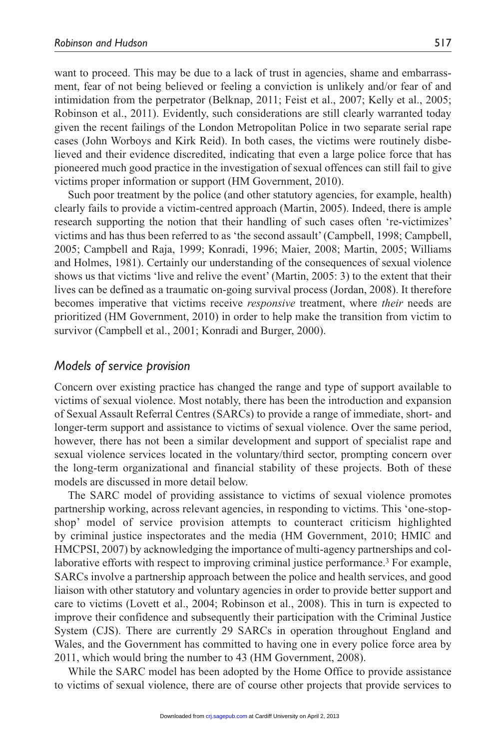want to proceed. This may be due to a lack of trust in agencies, shame and embarrassment, fear of not being believed or feeling a conviction is unlikely and/or fear of and intimidation from the perpetrator (Belknap, 2011; Feist et al., 2007; Kelly et al., 2005; Robinson et al., 2011). Evidently, such considerations are still clearly warranted today given the recent failings of the London Metropolitan Police in two separate serial rape cases (John Worboys and Kirk Reid). In both cases, the victims were routinely disbelieved and their evidence discredited, indicating that even a large police force that has pioneered much good practice in the investigation of sexual offences can still fail to give victims proper information or support (HM Government, 2010).

Such poor treatment by the police (and other statutory agencies, for example, health) clearly fails to provide a victim-centred approach (Martin, 2005). Indeed, there is ample research supporting the notion that their handling of such cases often 're-victimizes' victims and has thus been referred to as 'the second assault' (Campbell, 1998; Campbell, 2005; Campbell and Raja, 1999; Konradi, 1996; Maier, 2008; Martin, 2005; Williams and Holmes, 1981). Certainly our understanding of the consequences of sexual violence shows us that victims 'live and relive the event' (Martin, 2005: 3) to the extent that their lives can be defined as a traumatic on-going survival process (Jordan, 2008). It therefore becomes imperative that victims receive *responsive* treatment, where *their* needs are prioritized (HM Government, 2010) in order to help make the transition from victim to survivor (Campbell et al., 2001; Konradi and Burger, 2000).

## *Models of service provision*

Concern over existing practice has changed the range and type of support available to victims of sexual violence. Most notably, there has been the introduction and expansion of Sexual Assault Referral Centres (SARCs) to provide a range of immediate, short- and longer-term support and assistance to victims of sexual violence. Over the same period, however, there has not been a similar development and support of specialist rape and sexual violence services located in the voluntary/third sector, prompting concern over the long-term organizational and financial stability of these projects. Both of these models are discussed in more detail below.

The SARC model of providing assistance to victims of sexual violence promotes partnership working, across relevant agencies, in responding to victims. This 'one-stop-shop' model of service provision attempts to counteract criticism highlighted by criminal justice inspectorates and the media (HM Government, 2010; HMIC and HMCPSI, 2007) by acknowledging the importance of multi-agency partnerships and collaborative efforts with respect to improving criminal justice performance.[3] For example, SARCs involve a partnership approach between the police and health services, and good liaison with other statutory and voluntary agencies in order to provide better support and care to victims (Lovett et al., 2004; Robinson et al., 2008). This in turn is expected to improve their confidence and subsequently their participation with the Criminal Justice System (CJS). There are currently 29 SARCs in operation throughout England and Wales, and the Government has committed to having one in every police force area by 2011, which would bring the number to 43 (HM Government, 2008).

While the SARC model has been adopted by the Home Office to provide assistance to victims of sexual violence, there are of course other projects that provide services to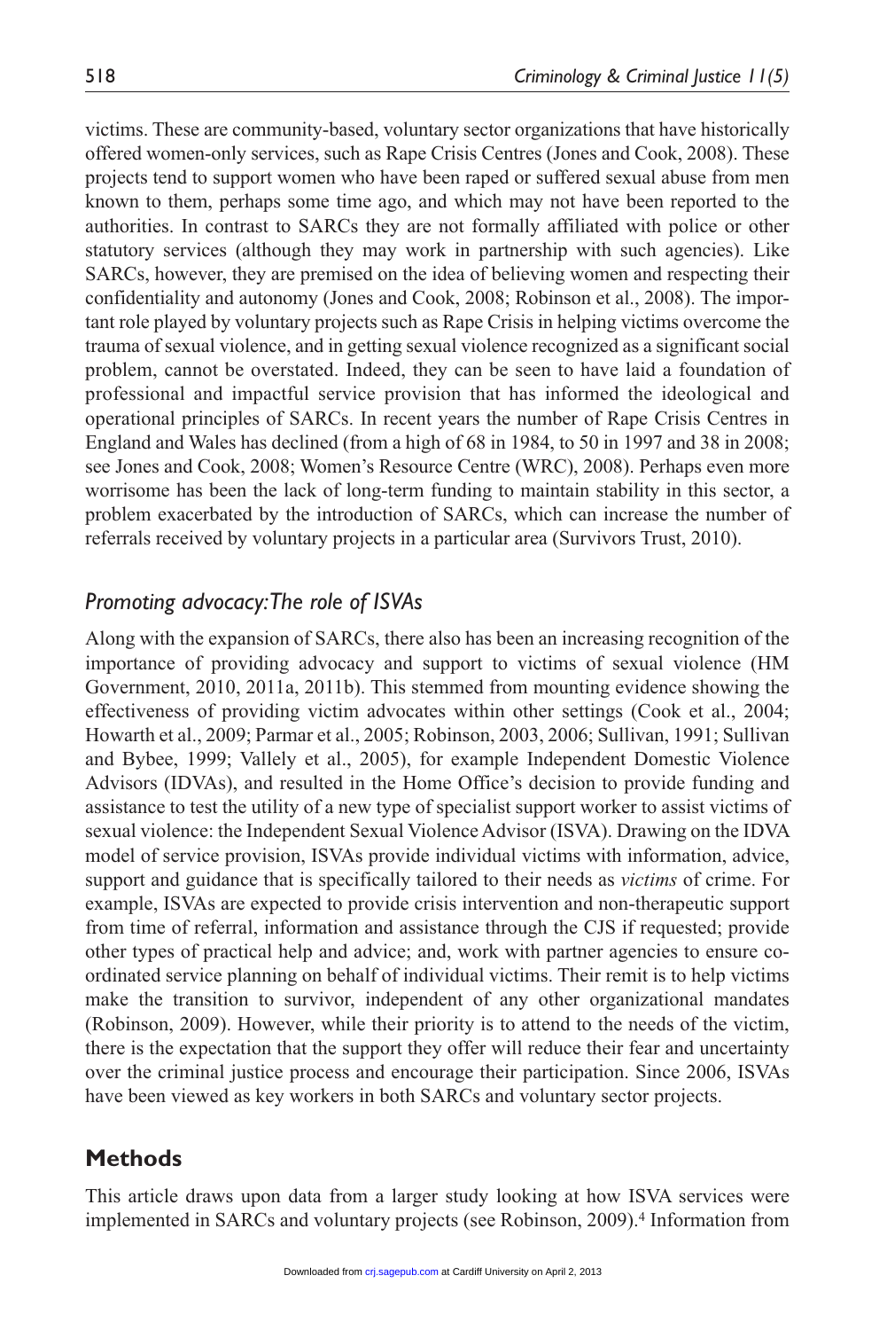victims. These are community-based, voluntary sector organizations that have historically offered women-only services, such as Rape Crisis Centres (Jones and Cook, 2008). These projects tend to support women who have been raped or suffered sexual abuse from men known to them, perhaps some time ago, and which may not have been reported to the authorities. In contrast to SARCs they are not formally affiliated with police or other statutory services (although they may work in partnership with such agencies). Like SARCs, however, they are premised on the idea of believing women and respecting their confidentiality and autonomy (Jones and Cook, 2008; Robinson et al., 2008). The important role played by voluntary projects such as Rape Crisis in helping victims overcome the trauma of sexual violence, and in getting sexual violence recognized as a significant social problem, cannot be overstated. Indeed, they can be seen to have laid a foundation of professional and impactful service provision that has informed the ideological and operational principles of SARCs. In recent years the number of Rape Crisis Centres in England and Wales has declined (from a high of 68 in 1984, to 50 in 1997 and 38 in 2008; see Jones and Cook, 2008; Women's Resource Centre (WRC), 2008). Perhaps even more worrisome has been the lack of long-term funding to maintain stability in this sector, a problem exacerbated by the introduction of SARCs, which can increase the number of referrals received by voluntary projects in a particular area (Survivors Trust, 2010).

### *Promoting advocacy: The role of ISVAs*

Along with the expansion of SARCs, there also has been an increasing recognition of the importance of providing advocacy and support to victims of sexual violence (HM Government, 2010, 2011a, 2011b). This stemmed from mounting evidence showing the effectiveness of providing victim advocates within other settings (Cook et al., 2004; Howarth et al., 2009; Parmar et al., 2005; Robinson, 2003, 2006; Sullivan, 1991; Sullivan and Bybee, 1999; Vallely et al., 2005), for example Independent Domestic Violence Advisors (IDVAs), and resulted in the Home Office's decision to provide funding and assistance to test the utility of a new type of specialist support worker to assist victims of sexual violence: the Independent Sexual Violence Advisor (ISVA). Drawing on the IDVA model of service provision, ISVAs provide individual victims with information, advice, support and guidance that is specifically tailored to their needs as *victims* of crime. For example, ISVAs are expected to provide crisis intervention and non-therapeutic support from time of referral, information and assistance through the CJS if requested; provide other types of practical help and advice; and, work with partner agencies to ensure co-ordinated service planning on behalf of individual victims. Their remit is to help victims make the transition to survivor, independent of any other organizational mandates (Robinson, 2009). However, while their priority is to attend to the needs of the victim, there is the expectation that the support they offer will reduce their fear and uncertainty over the criminal justice process and encourage their participation. Since 2006, ISVAs have been viewed as key workers in both SARCs and voluntary sector projects.

## Methods

This article draws upon data from a larger study looking at how ISVA services were implemented in SARCs and voluntary projects (see Robinson, 2009).[4] Information from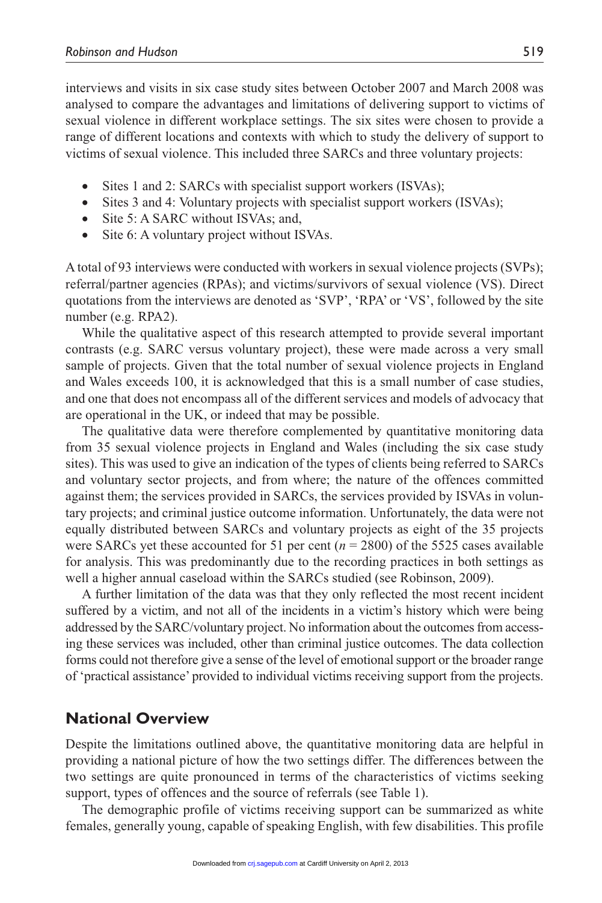interviews and visits in six case study sites between October 2007 and March 2008 was analysed to compare the advantages and limitations of delivering support to victims of sexual violence in different workplace settings. The six sites were chosen to provide a range of different locations and contexts with which to study the delivery of support to victims of sexual violence. This included three SARCs and three voluntary projects:

- Sites 1 and 2: SARCs with specialist support workers (ISVAs);
- Sites 3 and 4: Voluntary projects with specialist support workers (ISVAs);
- Site 5: A SARC without ISVAs; and,
- Site 6: A voluntary project without ISVAs.

A total of 93 interviews were conducted with workers in sexual violence projects (SVPs); referral/partner agencies (RPAs); and victims/survivors of sexual violence (VS). Direct quotations from the interviews are denoted as 'SVP', 'RPA' or 'VS', followed by the site number (e.g. RPA2).

While the qualitative aspect of this research attempted to provide several important contrasts (e.g. SARC versus voluntary project), these were made across a very small sample of projects. Given that the total number of sexual violence projects in England and Wales exceeds 100, it is acknowledged that this is a small number of case studies, and one that does not encompass all of the different services and models of advocacy that are operational in the UK, or indeed that may be possible.

The qualitative data were therefore complemented by quantitative monitoring data from 35 sexual violence projects in England and Wales (including the six case study sites). This was used to give an indication of the types of clients being referred to SARCs and voluntary sector projects, and from where; the nature of the offences committed against them; the services provided in SARCs, the services provided by ISVAs in voluntary projects; and criminal justice outcome information. Unfortunately, the data were not equally distributed between SARCs and voluntary projects as eight of the 35 projects were SARCs yet these accounted for 51 per cent ($n = 2800$) of the 5525 cases available for analysis. This was predominantly due to the recording practices in both settings as well a higher annual caseload within the SARCs studied (see Robinson, 2009).

A further limitation of the data was that they only reflected the most recent incident suffered by a victim, and not all of the incidents in a victim's history which were being addressed by the SARC/voluntary project. No information about the outcomes from accessing these services was included, other than criminal justice outcomes. The data collection forms could not therefore give a sense of the level of emotional support or the broader range of 'practical assistance' provided to individual victims receiving support from the projects.

## National Overview

Despite the limitations outlined above, the quantitative monitoring data are helpful in providing a national picture of how the two settings differ. The differences between the two settings are quite pronounced in terms of the characteristics of victims seeking support, types of offences and the source of referrals (see Table 1).

The demographic profile of victims receiving support can be summarized as white females, generally young, capable of speaking English, with few disabilities. This profile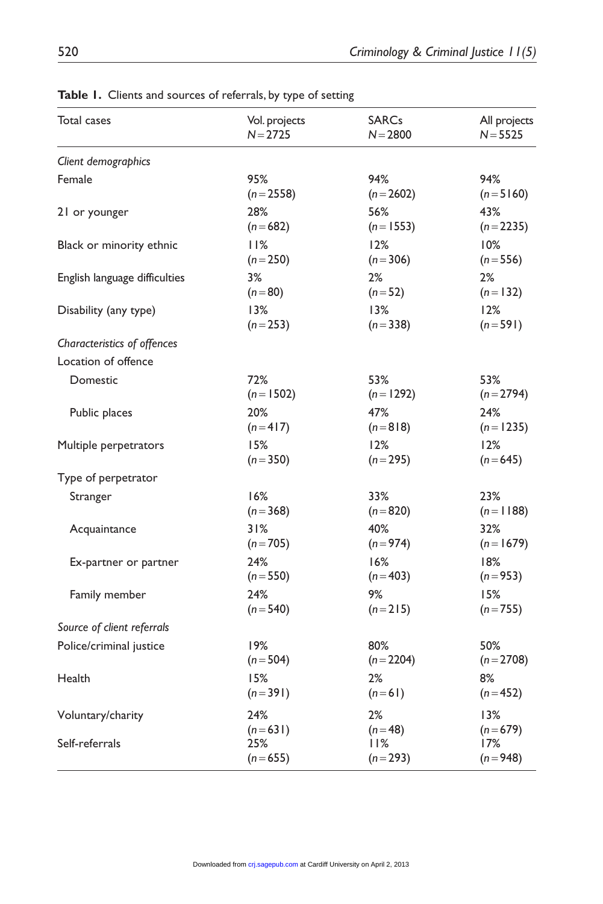**Table 1.** Clients and sources of referrals, by type of setting

| Total cases | Vol. projects $N = 2725$ | SARCs $N = 2800$ | All projects $N = 5525$ |
|---|---|---|---|
| *Client demographics* | | | |
| Female | 95% ($n = 2558$) | 94% ($n = 2602$) | 94% ($n = 5160$) |
| 21 or younger | 28% ($n = 682$) | 56% ($n = 1553$) | 43% ($n = 2235$) |
| Black or minority ethnic | 11% ($n = 250$) | 12% ($n = 306$) | 10% ($n = 556$) |
| English language difficulties | 3% ($n = 80$) | 2% ($n = 52$) | 2% ($n = 132$) |
| Disability (any type) | 13% ($n = 253$) | 13% ($n = 338$) | 12% ($n = 591$) |
| *Characteristics of offences* | | | |
| Location of offence | | | |
| Domestic | 72% ($n = 1502$) | 53% ($n = 1292$) | 53% ($n = 2794$) |
| Public places | 20% ($n = 417$) | 47% ($n = 818$) | 24% ($n = 1235$) |
| Multiple perpetrators | 15% ($n = 350$) | 12% ($n = 295$) | 12% ($n = 645$) |
| Type of perpetrator | | | |
| Stranger | 16% ($n = 368$) | 33% ($n = 820$) | 23% ($n = 1188$) |
| Acquaintance | 31% ($n = 705$) | 40% ($n = 974$) | 32% ($n = 1679$) |
| Ex-partner or partner | 24% ($n = 550$) | 16% ($n = 403$) | 18% ($n = 953$) |
| Family member | 24% ($n = 540$) | 9% ($n = 215$) | 15% ($n = 755$) |
| *Source of client referrals* | | | |
| Police/criminal justice | 19% ($n = 504$) | 80% ($n = 2204$) | 50% ($n = 2708$) |
| Health | 15% ($n = 391$) | 2% ($n = 61$) | 8% ($n = 452$) |
| Voluntary/charity | 24% ($n = 631$) | 2% ($n = 48$) | 13% ($n = 679$) |
| Self-referrals | 25% ($n = 655$) | 11% ($n = 293$) | 17% ($n = 948$) |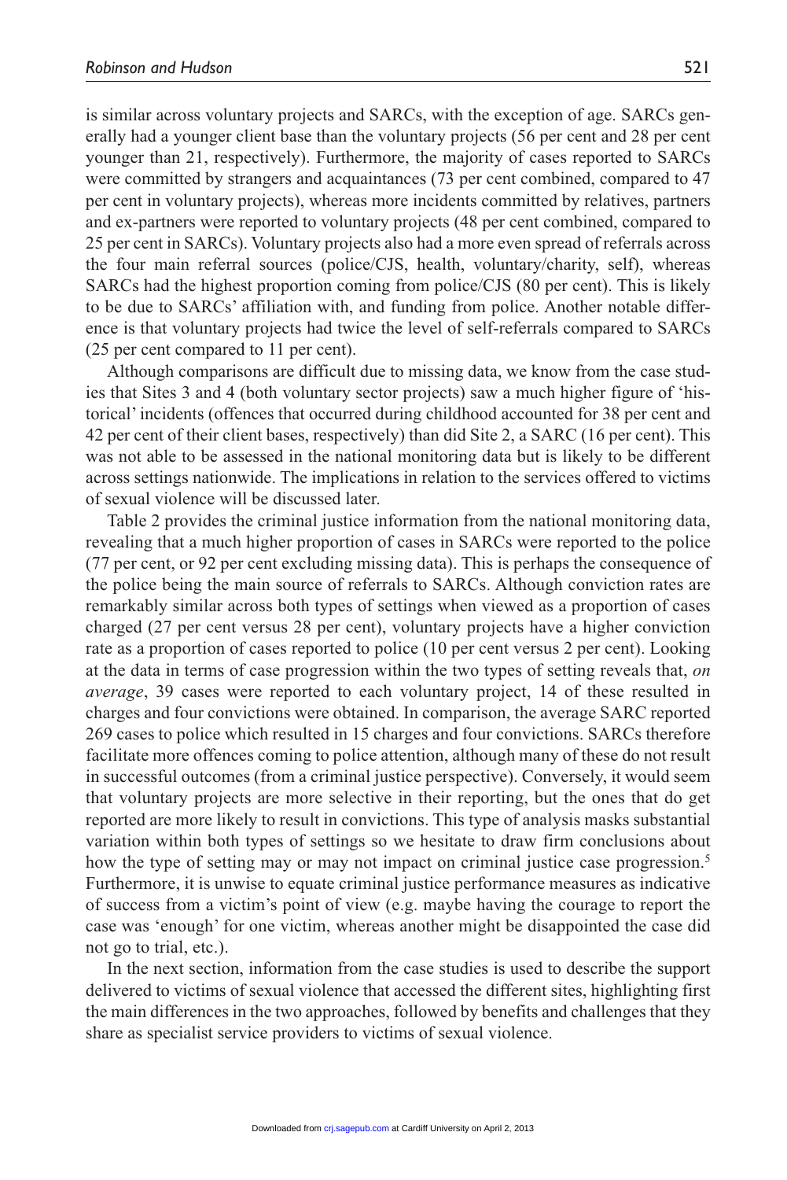is similar across voluntary projects and SARCs, with the exception of age. SARCs generally had a younger client base than the voluntary projects (56 per cent and 28 per cent younger than 21, respectively). Furthermore, the majority of cases reported to SARCs were committed by strangers and acquaintance (73 per cent combined, compared to 47 per cent in voluntary projects), whereas more incidents committed by relatives, partners and ex-partners were reported to voluntary projects (48 per cent combined, compared to 25 per cent in SARCs). Voluntary projects also had a more even spread of referrals across the four main referral sources (police/CJS, health, voluntary/charity, self), whereas SARCs had the highest proportion coming from police/CJS (80 per cent). This is likely to be due to SARCs' affiliation with, and funding from police. Another notable difference is that voluntary projects had twice the level of self-referrals compared to SARCs (25 per cent compared to 11 per cent).

Although comparisons are difficult due to missing data, we know from the case studies that Sites 3 and 4 (both voluntary sector projects) saw a much higher figure of 'historical' incidents (offences that occurred during childhood accounted for 38 per cent and 42 per cent of their client bases, respectively) than did Site 2, a SARC (16 per cent). This was not able to be assessed in the national monitoring data but is likely to be different across settings nationwide. The implications in relation to the services offered to victims of sexual violence will be discussed later.

Table 2 provides the criminal justice information from the national monitoring data, revealing that a much higher proportion of cases in SARCs were reported to the police (77 per cent, or 92 per cent excluding missing data). This is perhaps the consequence of the police being the main source of referrals to SARCs. Although conviction rates are remarkably similar across both types of settings when viewed as a proportion of cases charged (27 per cent versus 28 per cent), voluntary projects have a higher conviction rate as a proportion of cases reported to police (10 per cent versus 2 per cent). Looking at the data in terms of case progression within the two types of setting reveals that, *on average*, 39 cases were reported to each voluntary project, 14 of these resulted in charges and four convictions were obtained. In comparison, the average SARC reported 269 cases to police which resulted in 15 charges and four convictions. SARCs therefore facilitate more offences coming to police attention, although many of these do not result in successful outcomes (from a criminal justice perspective). Conversely, it would seem that voluntary projects are more selective in their reporting, but the ones that do get reported are more likely to result in convictions. This type of analysis masks substantial variation within both types of settings so we hesitate to draw firm conclusions about how the type of setting may or may not impact on criminal justice case progression.[5] Furthermore, it is unwise to equate criminal justice performance measures as indicative of success from a victim's point of view (e.g. maybe having the courage to report the case was 'enough' for one victim, whereas another might be disappointed the case did not go to trial, etc.).

In the next section, information from the case studies is used to describe the support delivered to victims of sexual violence that accessed the different sites, highlighting first the main differences in the two approaches, followed by benefits and challenges that they share as specialist service providers to victims of sexual violence.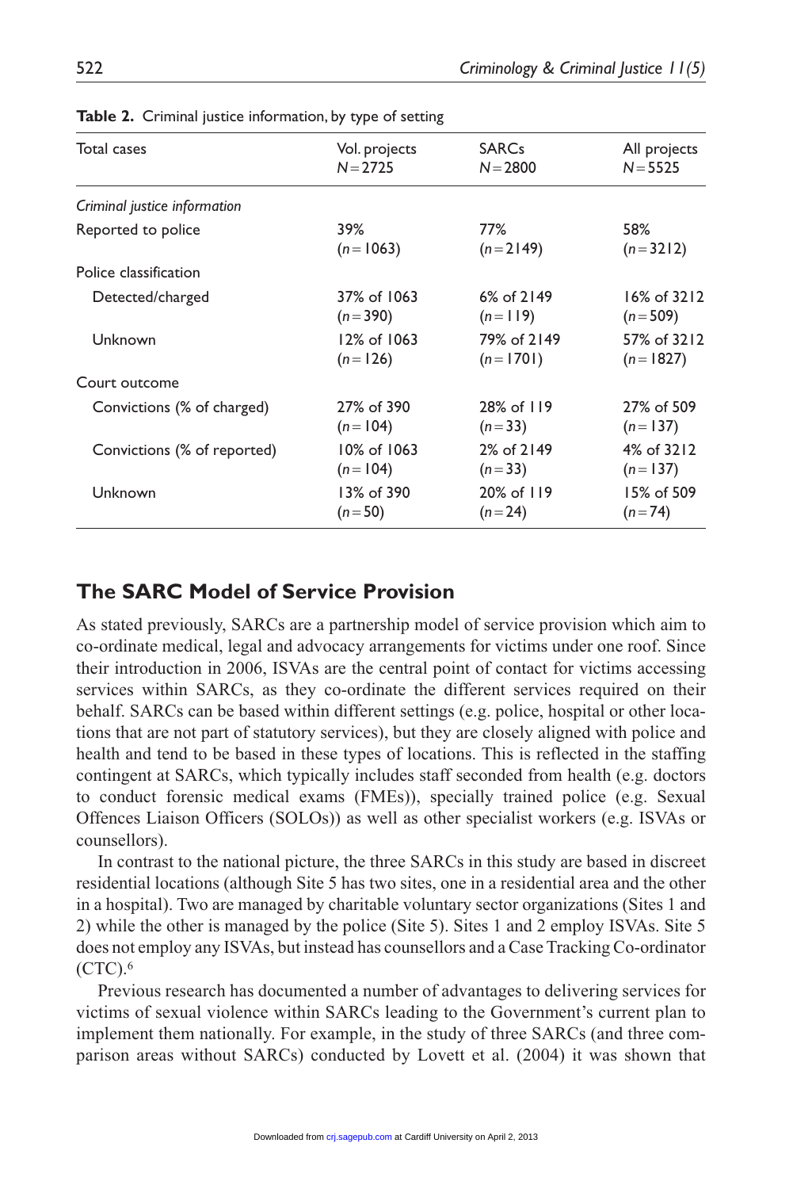**Table 2.** Criminal justice information, by type of setting

| Total cases | Vol. projects $N = 2725$ | SARCs $N = 2800$ | All projects $N = 5525$ |
|---|---|---|---|
| *Criminal justice information* | | | |
| Reported to police | 39% ($n = 1063$) | 77% ($n = 2149$) | 58% ($n = 3212$) |
| Police classification | | | |
| Detected/charged | 37% of 1063 ($n = 390$) | 6% of 2149 ($n = 119$) | 16% of 3212 ($n = 509$) |
| Unknown | 12% of 1063 ($n = 126$) | 79% of 2149 ($n = 1701$) | 57% of 3212 ($n = 1827$) |
| Court outcome | | | |
| Convictions (% of charged) | 27% of 390 ($n = 104$) | 28% of 119 ($n = 33$) | 27% of 509 ($n = 137$) |
| Convictions (% of reported) | 10% of 1063 ($n = 104$) | 2% of 2149 ($n = 33$) | 4% of 3212 ($n = 137$) |
| Unknown | 13% of 390 ($n = 50$) | 20% of 119 ($n = 24$) | 15% of 509 ($n = 74$) |

## The SARC Model of Service Provision

As stated previously, SARCs are a partnership model of service provision which aim to co-ordinate medical, legal and advocacy arrangements for victims under one roof. Since their introduction in 2006, ISVAs are the central point of contact for victims accessing services within SARCs, as they co-ordinate the different services required on their behalf. SARCs can be based within different settings (e.g. police, hospital or other locations that are not part of statutory services), but they are closely aligned with police and health and tend to be based in these types of locations. This is reflected in the staffing contingent at SARCs, which typically includes staff seconded from health (e.g. doctors to conduct forensic medical exams (FMEs)), specially trained police (e.g. Sexual Offences Liaison Officers (SOLOs)) as well as other specialist workers (e.g. ISVAs or counsellors).

In contrast to the national picture, the three SARCs in this study are based in discreet residential locations (although Site 5 has two sites, one in a residential area and the other in a hospital). Two are managed by charitable voluntary sector organizations (Sites 1 and 2) while the other is managed by the police (Site 5). Sites 1 and 2 employ ISVAs. Site 5 does not employ any ISVAs, but instead has counsellors and a Case Tracking Co-ordinator (CTC).[6]

Previous research has documented a number of advantages to delivering services for victims of sexual violence within SARCs leading to the Government's current plan to implement them nationally. For example, in the study of three SARCs (and three comparison areas without SARCs) conducted by Lovett et al. (2004) it was shown that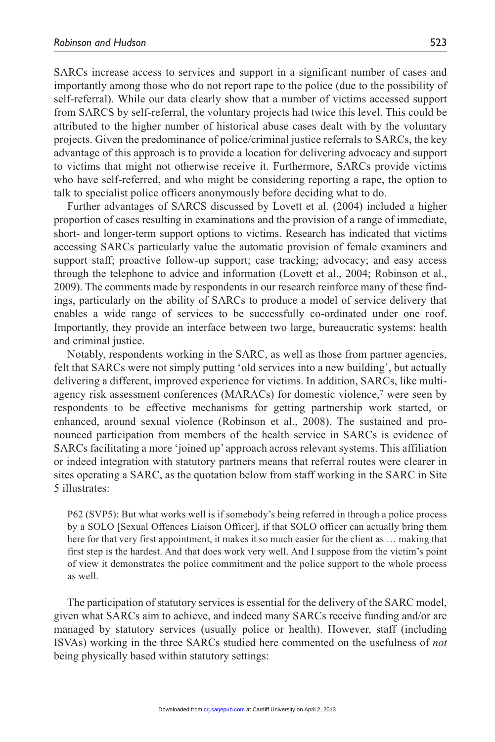SARCs increase access to services and support in a significant number of cases and importantly among those who do not report rape to the police (due to the possibility of self-referral). While our data clearly show that a number of victims accessed support from SARCS by self-referral, the voluntary projects had twice this level. This could be attributed to the higher number of historical abuse cases dealt with by the voluntary projects. Given the predominance of police/criminal justice referrals to SARCs, the key advantage of this approach is to provide a location for delivering advocacy and support to victims that might not otherwise receive it. Furthermore, SARCs provide victims who have self-referred, and who might be considering reporting a rape, the option to talk to specialist police officers anonymously before deciding what to do.

Further advantages of SARCS discussed by Lovett et al. (2004) included a higher proportion of cases resulting in examinations and the provision of a range of immediate, short- and longer-term support options to victims. Research has indicated that victims accessing SARCs particularly value the automatic provision of female examiners and support staff; proactive follow-up support; case tracking; advocacy; and easy access through the telephone to advice and information (Lovett et al., 2004; Robinson et al., 2009). The comments made by respondents in our research reinforce many of these findings, particularly on the ability of SARCs to produce a model of service delivery that enables a wide range of services to be successfully co-ordinated under one roof. Importantly, they provide an interface between two large, bureaucratic systems: health and criminal justice.

Notably, respondents working in the SARC, as well as those from partner agencies, felt that SARCs were not simply putting 'old services into a new building', but actually delivering a different, improved experience for victims. In addition, SARCs, like multi-agency risk assessment conferences (MARACs) for domestic violence,[7] were seen by respondents to be effective mechanisms for getting partnership work started, or enhanced, around sexual violence (Robinson et al., 2008). The sustained and pronounced participation from members of the health service in SARCs is evidence of SARCs facilitating a more 'joined up' approach across relevant systems. This affiliation or indeed integration with statutory partners means that referral routes were clearer in sites operating a SARC, as the quotation below from staff working in the SARC in Site 5 illustrates:

> P62 (SVP5): But what works well is if somebody's being referred in through a police process by a SOLO [Sexual Offences Liaison Officer], if that SOLO officer can actually bring them here for that very first appointment, it makes it so much easier for the client as … making that first step is the hardest. And that does work very well. And I suppose from the victim's point of view it demonstrates the police commitment and the police support to the whole process as well.

The participation of statutory services is essential for the delivery of the SARC model, given what SARCs aim to achieve, and indeed many SARCs receive funding and/or are managed by statutory services (usually police or health). However, staff (including ISVAs) working in the three SARCs studied here commented on the usefulness of *not* being physically based within statutory settings: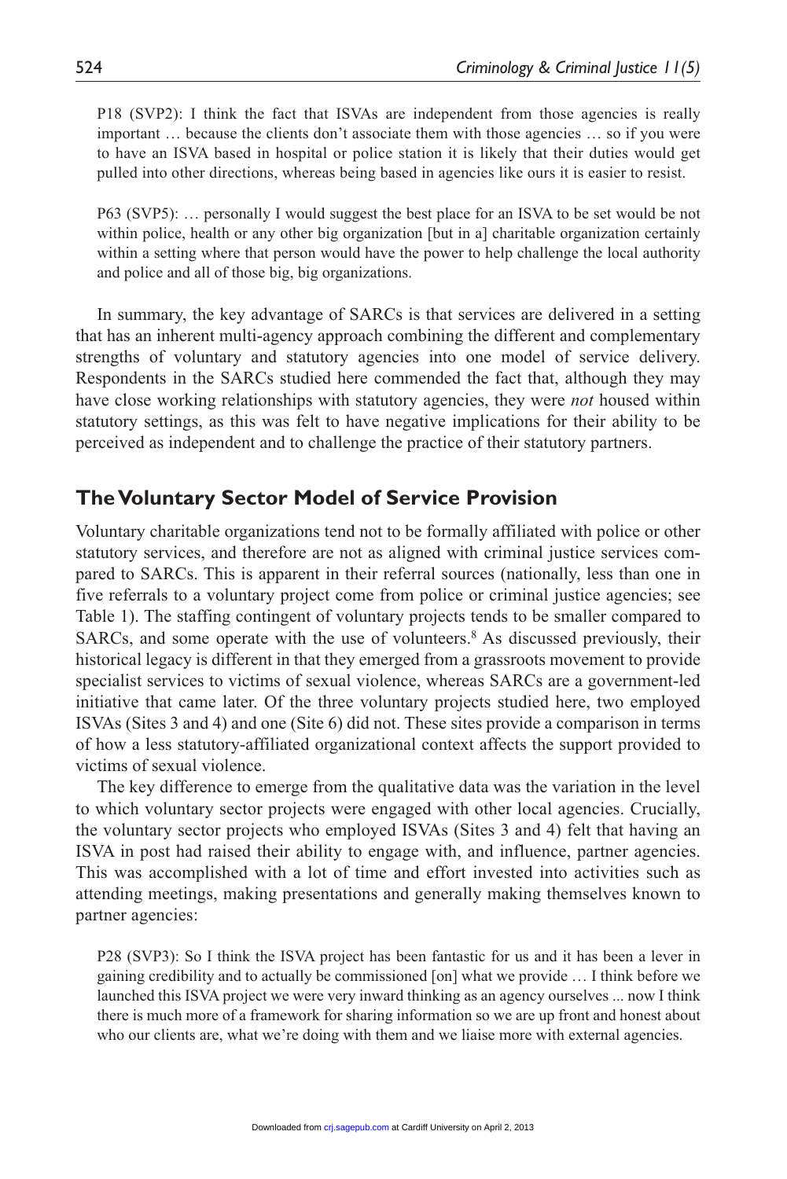P18 (SVP2): I think the fact that ISVAs are independent from those agencies is really important … because the clients don't associate them with those agencies … so if you were to have an ISVA based in hospital or police station it is likely that their duties would get pulled into other directions, whereas being based in agencies like ours it is easier to resist.

P63 (SVP5): … personally I would suggest the best place for an ISVA to be set would be not within police, health or any other big organization [but in a] charitable organization certainly within a setting where that person would have the power to help challenge the local authority and police and all of those big, big organizations.

In summary, the key advantage of SARCs is that services are delivered in a setting that has an inherent multi-agency approach combining the different and complementary strengths of voluntary and statutory agencies into one model of service delivery. Respondents in the SARCs studied here commended the fact that, although they may have close working relationships with statutory agencies, they were *not* housed within statutory settings, as this was felt to have negative implications for their ability to be perceived as independent and to challenge the practice of their statutory partners.

## The Voluntary Sector Model of Service Provision

Voluntary charitable organizations tend not to be formally affiliated with police or other statutory services, and therefore are not as aligned with criminal justice services compared to SARCs. This is apparent in their referral sources (nationally, less than one in five referrals to a voluntary project come from police or criminal justice agencies; see Table 1). The staffing contingent of voluntary projects tends to be smaller compared to SARCs, and some operate with the use of volunteers.[8] As discussed previously, their historical legacy is different in that they emerged from a grassroots movement to provide specialist services to victims of sexual violence, whereas SARCs are a government-led initiative that came later. Of the three voluntary projects studied here, two employed ISVAs (Sites 3 and 4) and one (Site 6) did not. These sites provide a comparison in terms of how a less statutory-affiliated organizational context affects the support provided to victims of sexual violence.

The key difference to emerge from the qualitative data was the variation in the level to which voluntary sector projects were engaged with other local agencies. Crucially, the voluntary sector projects who employed ISVAs (Sites 3 and 4) felt that having an ISVA in post had raised their ability to engage with, and influence, partner agencies. This was accomplished with a lot of time and effort invested into activities such as attending meetings, making presentations and generally making themselves known to partner agencies:

P28 (SVP3): So I think the ISVA project has been fantastic for us and it has been a lever in gaining credibility and to actually be commissioned [on] what we provide … I think before we launched this ISVA project we were very inward thinking as an agency ourselves ... now I think there is much more of a framework for sharing information so we are up front and honest about who our clients are, what we're doing with them and we liaise more with external agencies.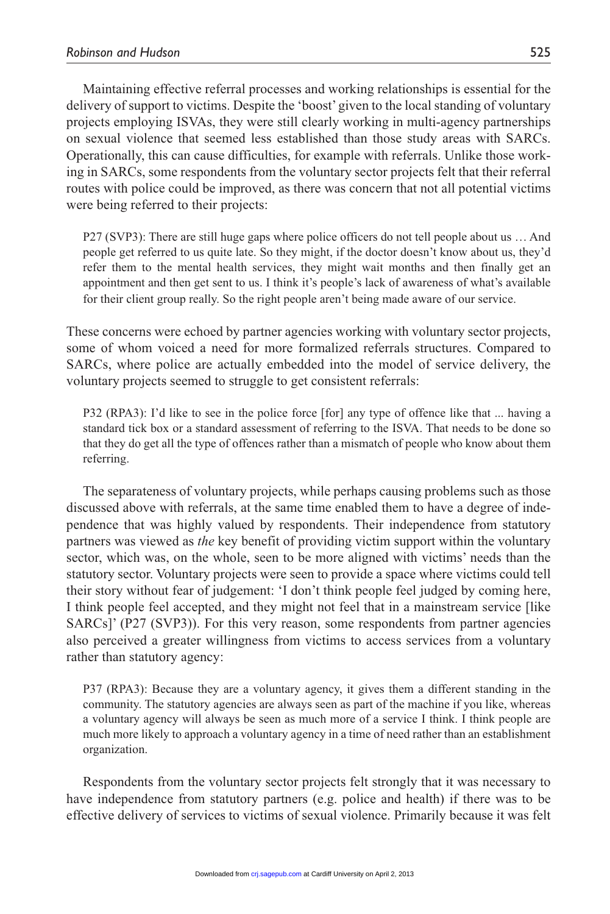Maintaining effective referral processes and working relationships is essential for the delivery of support to victims. Despite the 'boost' given to the local standing of voluntary projects employing ISVAs, they were still clearly working in multi-agency partnerships on sexual violence that seemed less established than those study areas with SARCs. Operationally, this can cause difficulties, for example with referrals. Unlike those working in SARCs, some respondents from the voluntary sector projects felt that their referral routes with police could be improved, as there was concern that not all potential victims were being referred to their projects:

> P27 (SVP3): There are still huge gaps where police officers do not tell people about us … And people get referred to us quite late. So they might, if the doctor doesn't know about us, they'd refer them to the mental health services, they might wait months and then finally get an appointment and then get sent to us. I think it's people's lack of awareness of what's available for their client group really. So the right people aren't being made aware of our service.

These concerns were echoed by partner agencies working with voluntary sector projects, some of whom voiced a need for more formalized referrals structures. Compared to SARCs, where police are actually embedded into the model of service delivery, the voluntary projects seemed to struggle to get consistent referrals:

> P32 (RPA3): I'd like to see in the police force [for] any type of offence like that ... having a standard tick box or a standard assessment of referring to the ISVA. That needs to be done so that they do get all the type of offences rather than a mismatch of people who know about them referring.

The separateness of voluntary projects, while perhaps causing problems such as those discussed above with referrals, at the same time enabled them to have a degree of independence that was highly valued by respondents. Their independence from statutory partners was viewed as *the* key benefit of providing victim support within the voluntary sector, which was, on the whole, seen to be more aligned with victims' needs than the statutory sector. Voluntary projects were seen to provide a space where victims could tell their story without fear of judgement: 'I don't think people feel judged by coming here, I think people feel accepted, and they might not feel that in a mainstream service [like SARCs]' (P27 (SVP3)). For this very reason, some respondents from partner agencies also perceived a greater willingness from victims to access services from a voluntary rather than statutory agency:

> P37 (RPA3): Because they are a voluntary agency, it gives them a different standing in the community. The statutory agencies are always seen as part of the machine if you like, whereas a voluntary agency will always be seen as much more of a service I think. I think people are much more likely to approach a voluntary agency in a time of need rather than an establishment organization.

Respondents from the voluntary sector projects felt strongly that it was necessary to have independence from statutory partners (e.g. police and health) if there was to be effective delivery of services to victims of sexual violence. Primarily because it was felt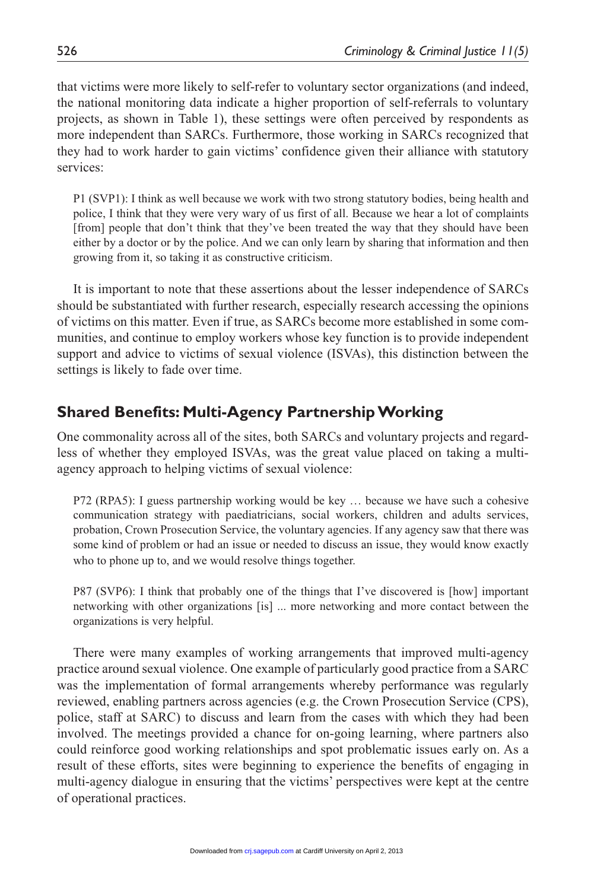that victims were more likely to self-refer to voluntary sector organizations (and indeed, the national monitoring data indicate a higher proportion of self-referrals to voluntary projects, as shown in Table 1), these settings were often perceived by respondents as more independent than SARCs. Furthermore, those working in SARCs recognized that they had to work harder to gain victims' confidence given their alliance with statutory services:

> P1 (SVP1): I think as well because we work with two strong statutory bodies, being health and police, I think that they were very wary of us first of all. Because we hear a lot of complaints [from] people that don't think that they've been treated the way that they should have been either by a doctor or by the police. And we can only learn by sharing that information and then growing from it, so taking it as constructive criticism.

It is important to note that these assertions about the lesser independence of SARCs should be substantiated with further research, especially research accessing the opinions of victims on this matter. Even if true, as SARCs become more established in some communities, and continue to employ workers whose key function is to provide independent support and advice to victims of sexual violence (ISVAs), this distinction between the settings is likely to fade over time.

## Shared Benefits: Multi-Agency Partnership Working

One commonality across all of the sites, both SARCs and voluntary projects and regardless of whether they employed ISVAs, was the great value placed on taking a multi-agency approach to helping victims of sexual violence:

> P72 (RPA5): I guess partnership working would be key … because we have such a cohesive communication strategy with paediatricians, social workers, children and adults services, probation, Crown Prosecution Service, the voluntary agencies. If any agency saw that there was some kind of problem or had an issue or needed to discuss an issue, they would know exactly who to phone up to, and we would resolve things together.

> P87 (SVP6): I think that probably one of the things that I've discovered is [how] important networking with other organizations [is] ... more networking and more contact between the organizations is very helpful.

There were many examples of working arrangements that improved multi-agency practice around sexual violence. One example of particularly good practice from a SARC was the implementation of formal arrangements whereby performance was regularly reviewed, enabling partners across agencies (e.g. the Crown Prosecution Service (CPS), police, staff at SARC) to discuss and learn from the cases with which they had been involved. The meetings provided a chance for on-going learning, where partners also could reinforce good working relationships and spot problematic issues early on. As a result of these efforts, sites were beginning to experience the benefits of engaging in multi-agency dialogue in ensuring that the victims' perspectives were kept at the centre of operational practices.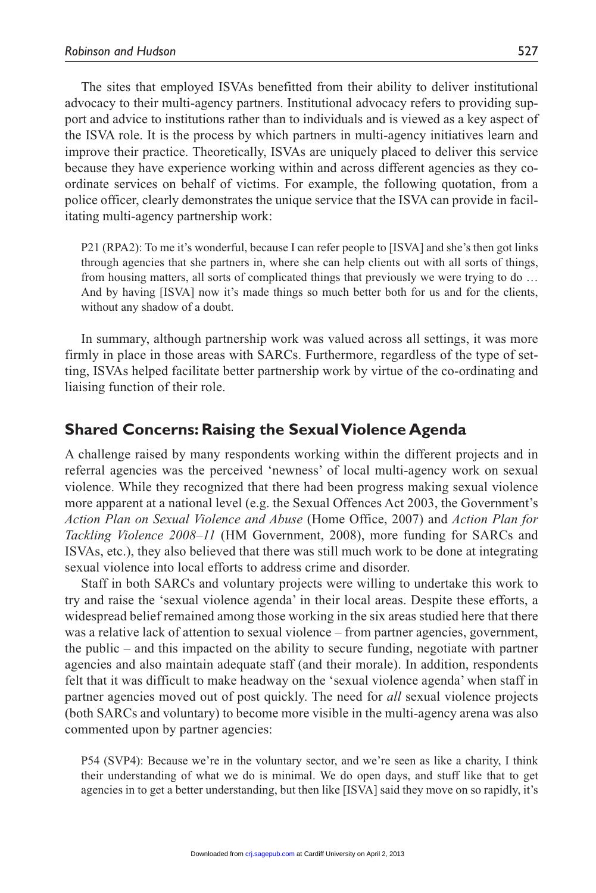The sites that employed ISVAs benefitted from their ability to deliver institutional advocacy to their multi-agency partners. Institutional advocacy refers to providing support and advice to institutions rather than to individuals and is viewed as a key aspect of the ISVA role. It is the process by which partners in multi-agency initiatives learn and improve their practice. Theoretically, ISVAs are uniquely placed to deliver this service because they have experience working within and across different agencies as they co-ordinate services on behalf of victims. For example, the following quotation, from a police officer, clearly demonstrates the unique service that the ISVA can provide in facilitating multi-agency partnership work:

> P21 (RPA2): To me it's wonderful, because I can refer people to [ISVA] and she's then got links through agencies that she partners in, where she can help clients out with all sorts of things, from housing matters, all sorts of complicated things that previously we were trying to do … And by having [ISVA] now it's made things so much better both for us and for the clients, without any shadow of a doubt.

In summary, although partnership work was valued across all settings, it was more firmly in place in those areas with SARCs. Furthermore, regardless of the type of setting, ISVAs helped facilitate better partnership work by virtue of the co-ordinating and liaising function of their role.

## Shared Concerns: Raising the Sexual Violence Agenda

A challenge raised by many respondents working within the different projects and in referral agencies was the perceived 'newness' of local multi-agency work on sexual violence. While they recognized that there had been progress making sexual violence more apparent at a national level (e.g. the Sexual Offences Act 2003, the Government's *Action Plan on Sexual Violence and Abuse* (Home Office, 2007) and *Action Plan for Tackling Violence 2008–11* (HM Government, 2008), more funding for SARCs and ISVAs, etc.), they also believed that there was still much work to be done at integrating sexual violence into local efforts to address crime and disorder.

Staff in both SARCs and voluntary projects were willing to undertake this work to try and raise the 'sexual violence agenda' in their local areas. Despite these efforts, a widespread belief remained among those working in the six areas studied here that there was a relative lack of attention to sexual violence – from partner agencies, government, the public – and this impacted on the ability to secure funding, negotiate with partner agencies and also maintain adequate staff (and their morale). In addition, respondents felt that it was difficult to make headway on the 'sexual violence agenda' when staff in partner agencies moved out of post quickly. The need for *all* sexual violence projects (both SARCs and voluntary) to become more visible in the multi-agency arena was also commented upon by partner agencies:

> P54 (SVP4): Because we're in the voluntary sector, and we're seen as like a charity, I think their understanding of what we do is minimal. We do open days, and stuff like that to get agencies in to get a better understanding, but then like [ISVA] said they move on so rapidly, it's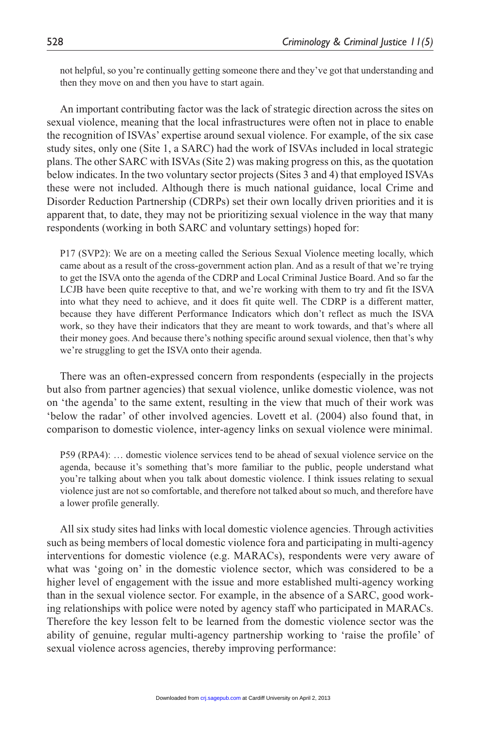not helpful, so you're continually getting someone there and they've got that understanding and then they move on and then you have to start again.

An important contributing factor was the lack of strategic direction across the sites on sexual violence, meaning that the local infrastructures were often not in place to enable the recognition of ISVAs' expertise around sexual violence. For example, of the six case study sites, only one (Site 1, a SARC) had the work of ISVAs included in local strategic plans. The other SARC with ISVAs (Site 2) was making progress on this, as the quotation below indicates. In the two voluntary sector projects (Sites 3 and 4) that employed ISVAs these were not included. Although there is much national guidance, local Crime and Disorder Reduction Partnership (CDRPs) set their own locally driven priorities and it is apparent that, to date, they may not be prioritizing sexual violence in the way that many respondents (working in both SARC and voluntary settings) hoped for:

> P17 (SVP2): We are on a meeting called the Serious Sexual Violence meeting locally, which came about as a result of the cross-government action plan. And as a result of that we're trying to get the ISVA onto the agenda of the CDRP and Local Criminal Justice Board. And so far the LCJB have been quite receptive to that, and we're working with them to try and fit the ISVA into what they need to achieve, and it does fit quite well. The CDRP is a different matter, because they have different Performance Indicators which don't reflect as much the ISVA work, so they have their indicators that they are meant to work towards, and that's where all their money goes. And because there's nothing specific around sexual violence, then that's why we're struggling to get the ISVA onto their agenda.

There was an often-expressed concern from respondents (especially in the projects but also from partner agencies) that sexual violence, unlike domestic violence, was not on 'the agenda' to the same extent, resulting in the view that much of their work was 'below the radar' of other involved agencies. Lovett et al. (2004) also found that, in comparison to domestic violence, inter-agency links on sexual violence were minimal.

> P59 (RPA4): … domestic violence services tend to be ahead of sexual violence service on the agenda, because it's something that's more familiar to the public, people understand what you're talking about when you talk about domestic violence. I think issues relating to sexual violence just are not so comfortable, and therefore not talked about so much, and therefore have a lower profile generally.

All six study sites had links with local domestic violence agencies. Through activities such as being members of local domestic violence fora and participating in multi-agency interventions for domestic violence (e.g. MARACs), respondents were very aware of what was 'going on' in the domestic violence sector, which was considered to be a higher level of engagement with the issue and more established multi-agency working than in the sexual violence sector. For example, in the absence of a SARC, good working relationships with police were noted by agency staff who participated in MARACs. Therefore the key lesson felt to be learned from the domestic violence sector was the ability of genuine, regular multi-agency partnership working to 'raise the profile' of sexual violence across agencies, thereby improving performance: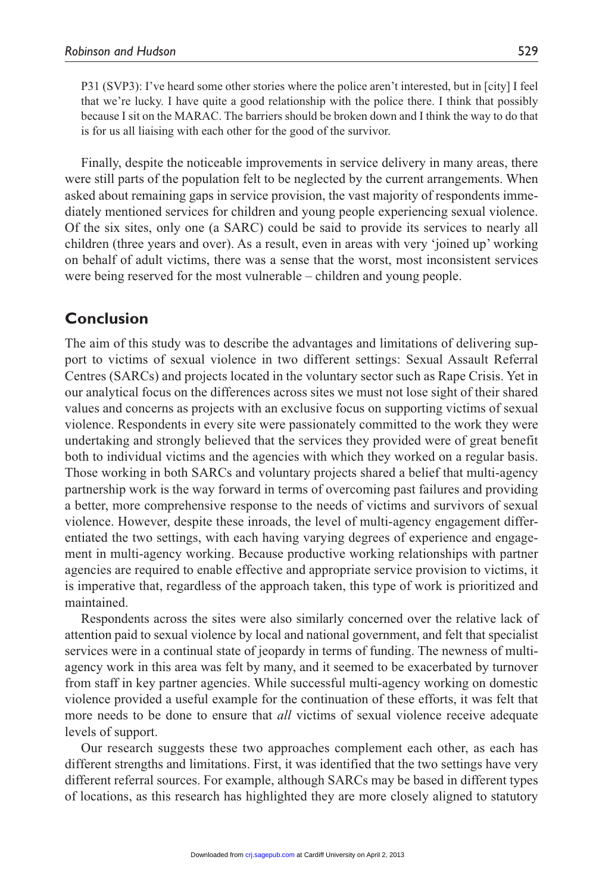P31 (SVP3): I've heard some other stories where the police aren't interested, but in [city] I feel that we're lucky. I have quite a good relationship with the police there. I think that possibly because I sit on the MARAC. The barriers should be broken down and I think the way to do that is for us all liaising with each other for the good of the survivor.

Finally, despite the noticeable improvements in service delivery in many areas, there were still parts of the population felt to be neglected by the current arrangements. When asked about remaining gaps in service provision, the vast majority of respondents immediately mentioned services for children and young people experiencing sexual violence. Of the six sites, only one (a SARC) could be said to provide its services to nearly all children (three years and over). As a result, even in areas with very 'joined up' working on behalf of adult victims, there was a sense that the worst, most inconsistent services were being reserved for the most vulnerable – children and young people.

## Conclusion

The aim of this study was to describe the advantages and limitations of delivering support to victims of sexual violence in two different settings: Sexual Assault Referral Centres (SARCs) and projects located in the voluntary sector such as Rape Crisis. Yet in our analytical focus on the differences across sites we must not lose sight of their shared values and concerns as projects with an exclusive focus on supporting victims of sexual violence. Respondents in every site were passionately committed to the work they were undertaking and strongly believed that the services they provided were of great benefit both to individual victims and the agencies with which they worked on a regular basis. Those working in both SARCs and voluntary projects shared a belief that multi-agency partnership work is the way forward in terms of overcoming past failures and providing a better, more comprehensive response to the needs of victims and survivors of sexual violence. However, despite these inroads, the level of multi-agency engagement differentiated the two settings, with each having varying degrees of experience and engagement in multi-agency working. Because productive working relationships with partner agencies are required to enable effective and appropriate service provision to victims, it is imperative that, regardless of the approach taken, this type of work is prioritized and maintained.

Respondents across the sites were also similarly concerned over the relative lack of attention paid to sexual violence by local and national government, and felt that specialist services were in a continual state of jeopardy in terms of funding. The newness of multi-agency work in this area was felt by many, and it seemed to be exacerbated by turnover from staff in key partner agencies. While successful multi-agency working on domestic violence provided a useful example for the continuation of these efforts, it was felt that more needs to be done to ensure that *all* victims of sexual violence receive adequate levels of support.

Our research suggests these two approaches complement each other, as each has different strengths and limitations. First, it was identified that the two settings have very different referral sources. For example, although SARCs may be based in different types of locations, as this research has highlighted they are more closely aligned to statutory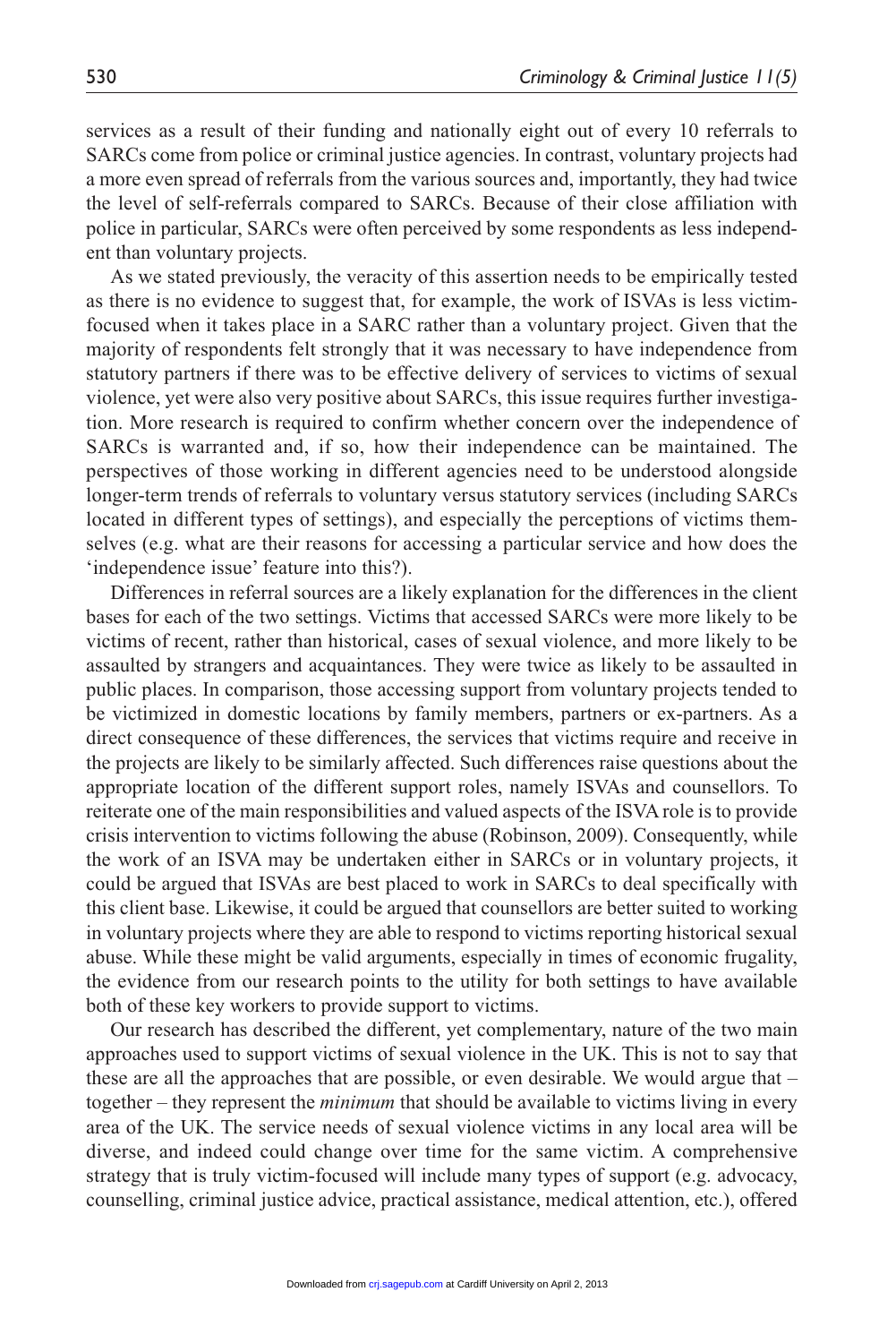services as a result of their funding and nationally eight out of every 10 referrals to SARCs come from police or criminal justice agencies. In contrast, voluntary projects had a more even spread of referrals from the various sources and, importantly, they had twice the level of self-referrals compared to SARCs. Because of their close affiliation with police in particular, SARCs were often perceived by some respondents as less independent than voluntary projects.

As we stated previously, the veracity of this assertion needs to be empirically tested as there is no evidence to suggest that, for example, the work of ISVAs is less victim-focused when it takes place in a SARC rather than a voluntary project. Given that the majority of respondents felt strongly that it was necessary to have independence from statutory partners if there was to be effective delivery of services to victims of sexual violence, yet were also very positive about SARCs, this issue requires further investigation. More research is required to confirm whether concern over the independence of SARCs is warranted and, if so, how their independence can be maintained. The perspectives of those working in different agencies need to be understood alongside longer-term trends of referrals to voluntary versus statutory services (including SARCs located in different types of settings), and especially the perceptions of victims themselves (e.g. what are their reasons for accessing a particular service and how does the 'independence issue' feature into this?).

Differences in referral sources are a likely explanation for the differences in the client bases for each of the two settings. Victims that accessed SARCs were more likely to be victims of recent, rather than historical, cases of sexual violence, and more likely to be assaulted by strangers and acquaintances. They were twice as likely to be assaulted in public places. In comparison, those accessing support from voluntary projects tended to be victimized in domestic locations by family members, partners or ex-partners. As a direct consequence of these differences, the services that victims require and receive in the projects are likely to be similarly affected. Such differences raise questions about the appropriate location of the different support roles, namely ISVAs and counsellors. To reiterate one of the main responsibilities and valued aspects of the ISVA role is to provide crisis intervention to victims following the abuse (Robinson, 2009). Consequently, while the work of an ISVA may be undertaken either in SARCs or in voluntary projects, it could be argued that ISVAs are best placed to work in SARCs to deal specifically with this client base. Likewise, it could be argued that counsellors are better suited to working in voluntary projects where they are able to respond to victims reporting historical sexual abuse. While these might be valid arguments, especially in times of economic frugality, the evidence from our research points to the utility for both settings to have available both of these key workers to provide support to victims.

Our research has described the different, yet complementary, nature of the two main approaches used to support victims of sexual violence in the UK. This is not to say that these are all the approaches that are possible, or even desirable. We would argue that – together – they represent the *minimum* that should be available to victims living in every area of the UK. The service needs of sexual violence victims in any local area will be diverse, and indeed could change over time for the same victim. A comprehensive strategy that is truly victim-focused will include many types of support (e.g. advocacy, counselling, criminal justice advice, practical assistance, medical attention, etc.), offered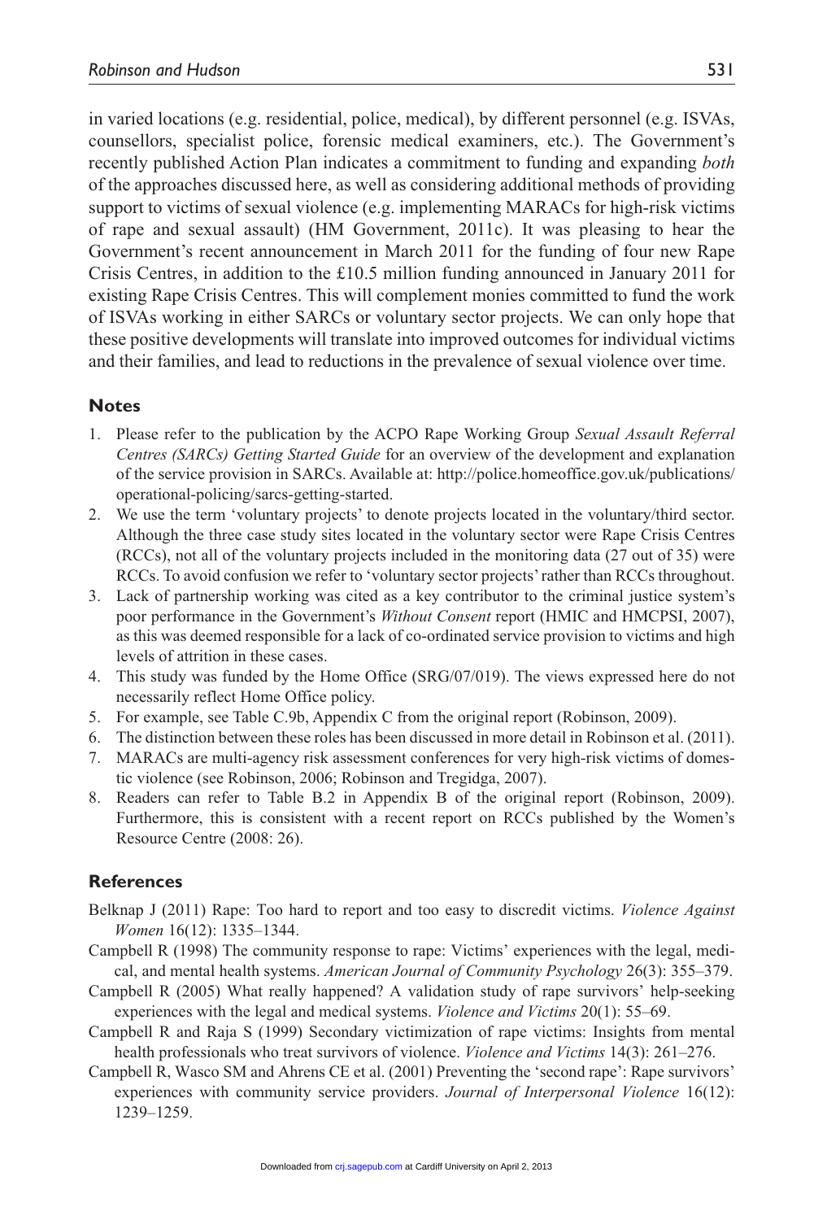in varied locations (e.g. residential, police, medical), by different personnel (e.g. ISVAs, counsellors, specialist police, forensic medical examiners, etc.). The Government's recently published Action Plan indicates a commitment to funding and expanding *both* of the approaches discussed here, as well as considering additional methods of providing support to victims of sexual violence (e.g. implementing MARACs for high-risk victims of rape and sexual assault) (HM Government, 2011c). It was pleasing to hear the Government's recent announcement in March 2011 for the funding of four new Rape Crisis Centres, in addition to the £10.5 million funding announced in January 2011 for existing Rape Crisis Centres. This will complement monies committed to fund the work of ISVAs working in either SARCs or voluntary sector projects. We can only hope that these positive developments will translate into improved outcomes for individual victims and their families, and lead to reductions in the prevalence of sexual violence over time.

## Notes

1. Please refer to the publication by the ACPO Rape Working Group *Sexual Assault Referral Centres (SARCs) Getting Started Guide* for an overview of the development and explanation of the service provision in SARCs. Available at: http://police.homeoffice.gov.uk/publications/operational-policing/sarcs-getting-started.
2. We use the term 'voluntary projects' to denote projects located in the voluntary/third sector. Although the three case study sites located in the voluntary sector were Rape Crisis Centres (RCCs), not all of the voluntary projects included in the monitoring data (27 out of 35) were RCCs. To avoid confusion we refer to 'voluntary sector projects' rather than RCCs throughout.
3. Lack of partnership working was cited as a key contributor to the criminal justice system's poor performance in the Government's *Without Consent* report (HMIC and HMCPSI, 2007), as this was deemed responsible for a lack of co-ordinated service provision to victims and high levels of attrition in these cases.
4. This study was funded by the Home Office (SRG/07/019). The views expressed here do not necessarily reflect Home Office policy.
5. For example, see Table C.9b, Appendix C from the original report (Robinson, 2009).
6. The distinction between these roles has been discussed in more detail in Robinson et al. (2011).
7. MARACs are multi-agency risk assessment conferences for very high-risk victims of domestic violence (see Robinson, 2006; Robinson and Tregidga, 2007).
8. Readers can refer to Table B.2 in Appendix B of the original report (Robinson, 2009). Furthermore, this is consistent with a recent report on RCCs published by the Women's Resource Centre (2008: 26).

## References

Belknap J (2011) Rape: Too hard to report and too easy to discredit victims. *Violence Against Women* 16(12): 1335–1344.

Campbell R (1998) The community response to rape: Victims' experiences with the legal, medical, and mental health systems. *American Journal of Community Psychology* 26(3): 355–379.

Campbell R (2005) What really happened? A validation study of rape survivors' help-seeking experiences with the legal and medical systems. *Violence and Victims* 20(1): 55–69.

Campbell R and Raja S (1999) Secondary victimization of rape victims: Insights from mental health professionals who treat survivors of violence. *Violence and Victims* 14(3): 261–276.

Campbell R, Wasco SM and Ahrens CE et al. (2001) Preventing the 'second rape': Rape survivors' experiences with community service providers. *Journal of Interpersonal Violence* 16(12): 1239–1259.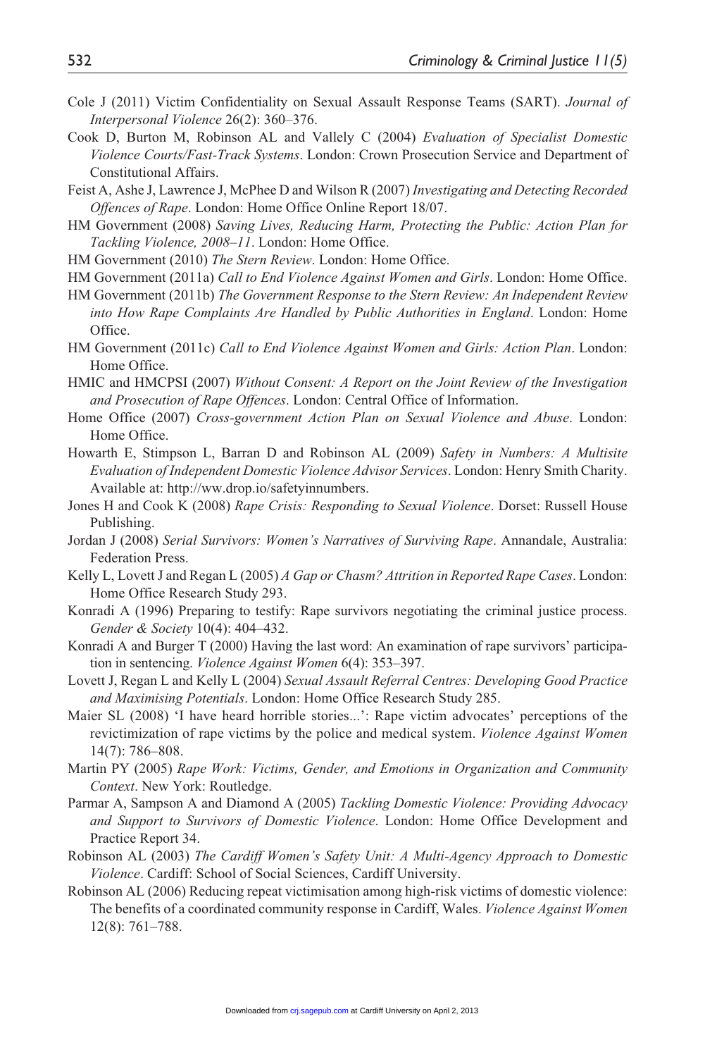Cole J (2011) Victim Confidentiality on Sexual Assault Response Teams (SART). *Journal of Interpersonal Violence* 26(2): 360–376.

Cook D, Burton M, Robinson AL and Vallely C (2004) *Evaluation of Specialist Domestic Violence Courts/Fast-Track Systems*. London: Crown Prosecution Service and Department of Constitutional Affairs.

Feist A, Ashe J, Lawrence J, McPhee D and Wilson R (2007) *Investigating and Detecting Recorded Offences of Rape*. London: Home Office Online Report 18/07.

HM Government (2008) *Saving Lives, Reducing Harm, Protecting the Public: Action Plan for Tackling Violence, 2008–11*. London: Home Office.

HM Government (2010) *The Stern Review*. London: Home Office.

HM Government (2011a) *Call to End Violence Against Women and Girls*. London: Home Office.

HM Government (2011b) *The Government Response to the Stern Review: An Independent Review into How Rape Complaints Are Handled by Public Authorities in England*. London: Home Office.

HM Government (2011c) *Call to End Violence Against Women and Girls: Action Plan*. London: Home Office.

HMIC and HMCPSI (2007) *Without Consent: A Report on the Joint Review of the Investigation and Prosecution of Rape Offences*. London: Central Office of Information.

Home Office (2007) *Cross-government Action Plan on Sexual Violence and Abuse*. London: Home Office.

Howarth E, Stimpson L, Barran D and Robinson AL (2009) *Safety in Numbers: A Multisite Evaluation of Independent Domestic Violence Advisor Services*. London: Henry Smith Charity. Available at: http://ww.drop.io/safetyinnumbers.

Jones H and Cook K (2008) *Rape Crisis: Responding to Sexual Violence*. Dorset: Russell House Publishing.

Jordan J (2008) *Serial Survivors: Women's Narratives of Surviving Rape*. Annandale, Australia: Federation Press.

Kelly L, Lovett J and Regan L (2005) *A Gap or Chasm? Attrition in Reported Rape Cases*. London: Home Office Research Study 293.

Konradi A (1996) Preparing to testify: Rape survivors negotiating the criminal justice process. *Gender & Society* 10(4): 404–432.

Konradi A and Burger T (2000) Having the last word: An examination of rape survivors' participation in sentencing. *Violence Against Women* 6(4): 353–397.

Lovett J, Regan L and Kelly L (2004) *Sexual Assault Referral Centres: Developing Good Practice and Maximising Potentials*. London: Home Office Research Study 285.

Maier SL (2008) 'I have heard horrible stories...': Rape victim advocates' perceptions of the revictimization of rape victims by the police and medical system. *Violence Against Women* 14(7): 786–808.

Martin PY (2005) *Rape Work: Victims, Gender, and Emotions in Organization and Community Context*. New York: Routledge.

Parmar A, Sampson A and Diamond A (2005) *Tackling Domestic Violence: Providing Advocacy and Support to Survivors of Domestic Violence*. London: Home Office Development and Practice Report 34.

Robinson AL (2003) *The Cardiff Women's Safety Unit: A Multi-Agency Approach to Domestic Violence*. Cardiff: School of Social Sciences, Cardiff University.

Robinson AL (2006) Reducing repeat victimisation among high-risk victims of domestic violence: The benefits of a coordinated community response in Cardiff, Wales. *Violence Against Women* 12(8): 761–788.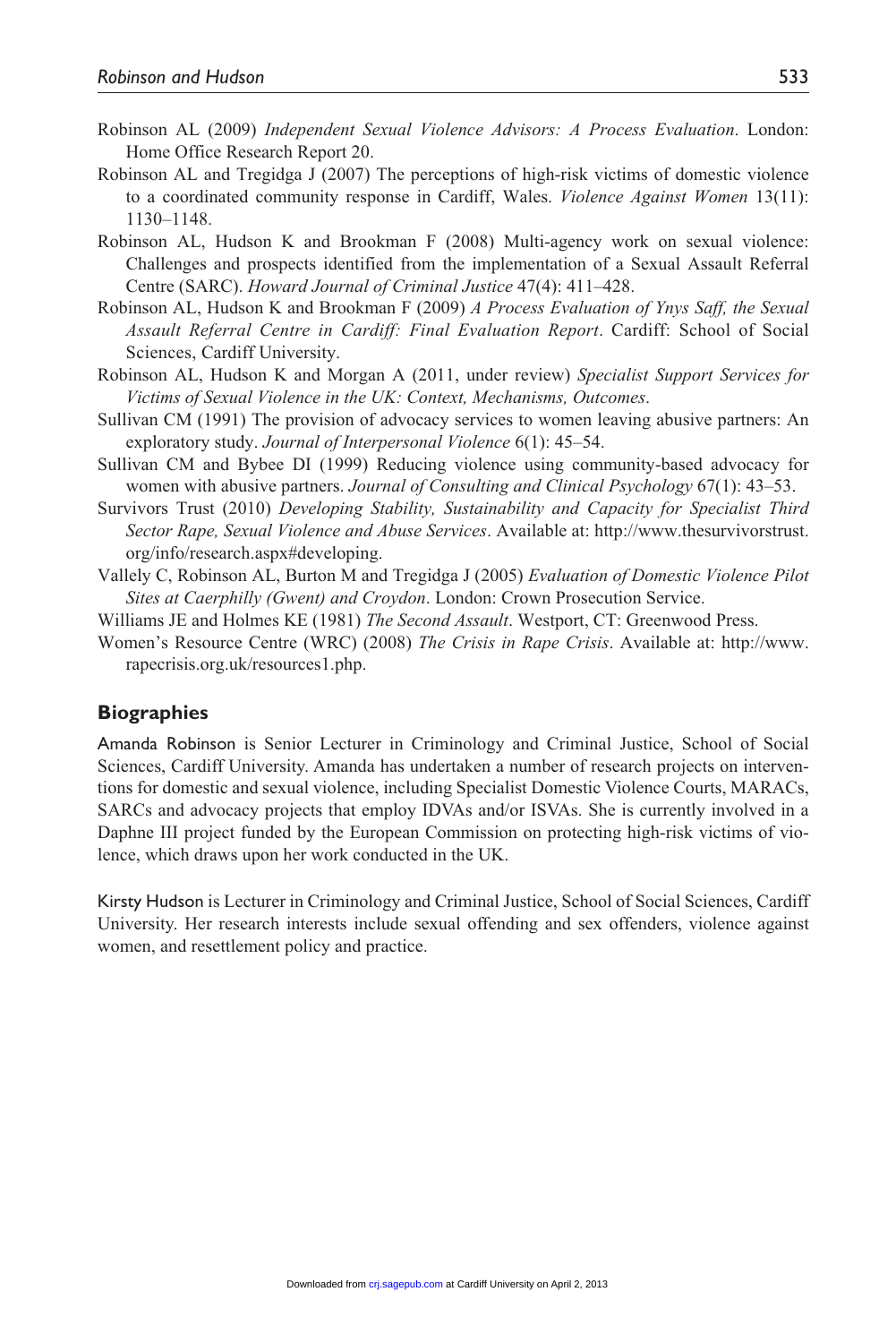Robinson AL (2009) *Independent Sexual Violence Advisors: A Process Evaluation*. London: Home Office Research Report 20.

Robinson AL and Tregidga J (2007) The perceptions of high-risk victims of domestic violence to a coordinated community response in Cardiff, Wales. *Violence Against Women* 13(11): 1130–1148.

Robinson AL, Hudson K and Brookman F (2008) Multi-agency work on sexual violence: Challenges and prospects identified from the implementation of a Sexual Assault Referral Centre (SARC). *Howard Journal of Criminal Justice* 47(4): 411–428.

Robinson AL, Hudson K and Brookman F (2009) *A Process Evaluation of Ynys Saff, the Sexual Assault Referral Centre in Cardiff: Final Evaluation Report*. Cardiff: School of Social Sciences, Cardiff University.

Robinson AL, Hudson K and Morgan A (2011, under review) *Specialist Support Services for Victims of Sexual Violence in the UK: Context, Mechanisms, Outcomes*.

Sullivan CM (1991) The provision of advocacy services to women leaving abusive partners: An exploratory study. *Journal of Interpersonal Violence* 6(1): 45–54.

Sullivan CM and Bybee DI (1999) Reducing violence using community-based advocacy for women with abusive partners. *Journal of Consulting and Clinical Psychology* 67(1): 43–53.

Survivors Trust (2010) *Developing Stability, Sustainability and Capacity for Specialist Third Sector Rape, Sexual Violence and Abuse Services*. Available at: http://www.thesurvivorstrust.org/info/research.aspx#developing.

Vallely C, Robinson AL, Burton M and Tregidga J (2005) *Evaluation of Domestic Violence Pilot Sites at Caerphilly (Gwent) and Croydon*. London: Crown Prosecution Service.

Williams JE and Holmes KE (1981) *The Second Assault*. Westport, CT: Greenwood Press.

Women's Resource Centre (WRC) (2008) *The Crisis in Rape Crisis*. Available at: http://www.rapecrisis.org.uk/resources1.php.

## Biographies

Amanda Robinson is Senior Lecturer in Criminology and Criminal Justice, School of Social Sciences, Cardiff University. Amanda has undertaken a number of research projects on interventions for domestic and sexual violence, including Specialist Domestic Violence Courts, MARACs, SARCs and advocacy projects that employ IDVAs and/or ISVAs. She is currently involved in a Daphne III project funded by the European Commission on protecting high-risk victims of violence, which draws upon her work conducted in the UK.

Kirsty Hudson is Lecturer in Criminology and Criminal Justice, School of Social Sciences, Cardiff University. Her research interests include sexual offending and sex offenders, violence against women, and resettlement policy and practice.